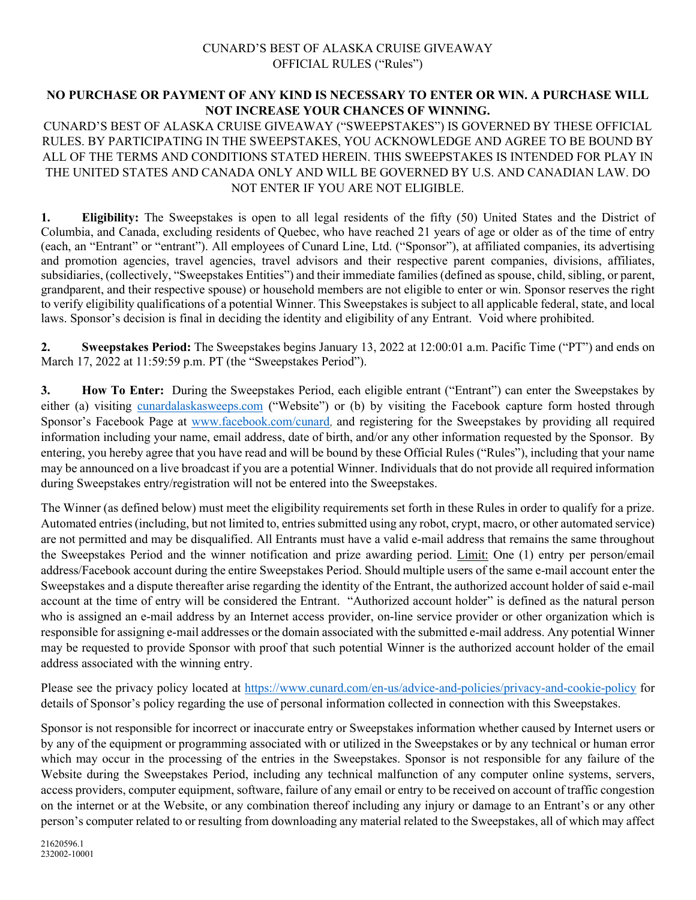# CUNARD'S BEST OF ALASKA CRUISE GIVEAWAY
## OFFICIAL RULES ("Rules")

**NO PURCHASE OR PAYMENT OF ANY KIND IS NECESSARY TO ENTER OR WIN. A PURCHASE WILL NOT INCREASE YOUR CHANCES OF WINNING.**

CUNARD'S BEST OF ALASKA CRUISE GIVEAWAY ("SWEEPSTAKES") IS GOVERNED BY THESE OFFICIAL RULES. BY PARTICIPATING IN THE SWEEPSTAKES, YOU ACKNOWLEDGE AND AGREE TO BE BOUND BY ALL OF THE TERMS AND CONDITIONS STATED HEREIN. THIS SWEEPSTAKES IS INTENDED FOR PLAY IN THE UNITED STATES AND CANADA ONLY AND WILL BE GOVERNED BY U.S. AND CANADIAN LAW. DO NOT ENTER IF YOU ARE NOT ELIGIBLE.

**1. Eligibility:** The Sweepstakes is open to all legal residents of the fifty (50) United States and the District of Columbia, and Canada, excluding residents of Quebec, who have reached 21 years of age or older as of the time of entry (each, an "Entrant" or "entrant"). All employees of Cunard Line, Ltd. ("Sponsor"), at affiliated companies, its advertising and promotion agencies, travel agencies, travel advisors and their respective parent companies, divisions, affiliates, subsidiaries, (collectively, "Sweepstakes Entities") and their immediate families (defined as spouse, child, sibling, or parent, grandparent, and their respective spouse) or household members are not eligible to enter or win. Sponsor reserves the right to verify eligibility qualifications of a potential Winner. This Sweepstakes is subject to all applicable federal, state, and local laws. Sponsor's decision is final in deciding the identity and eligibility of any Entrant. Void where prohibited.

**2. Sweepstakes Period:** The Sweepstakes begins January 13, 2022 at 12:00:01 a.m. Pacific Time ("PT") and ends on March 17, 2022 at 11:59:59 p.m. PT (the "Sweepstakes Period").

**3. How To Enter:** During the Sweepstakes Period, each eligible entrant ("Entrant") can enter the Sweepstakes by either (a) visiting cunardalaskasweeps.com ("Website") or (b) by visiting the Facebook capture form hosted through Sponsor's Facebook Page at www.facebook.com/cunard, and registering for the Sweepstakes by providing all required information including your name, email address, date of birth, and/or any other information requested by the Sponsor. By entering, you hereby agree that you have read and will be bound by these Official Rules ("Rules"), including that your name may be announced on a live broadcast if you are a potential Winner. Individuals that do not provide all required information during Sweepstakes entry/registration will not be entered into the Sweepstakes.

The Winner (as defined below) must meet the eligibility requirements set forth in these Rules in order to qualify for a prize. Automated entries (including, but not limited to, entries submitted using any robot, crypt, macro, or other automated service) are not permitted and may be disqualified. All Entrants must have a valid e-mail address that remains the same throughout the Sweepstakes Period and the winner notification and prize awarding period. Limit: One (1) entry per person/email address/Facebook account during the entire Sweepstakes Period. Should multiple users of the same e-mail account enter the Sweepstakes and a dispute thereafter arise regarding the identity of the Entrant, the authorized account holder of said e-mail account at the time of entry will be considered the Entrant. "Authorized account holder" is defined as the natural person who is assigned an e-mail address by an Internet access provider, on-line service provider or other organization which is responsible for assigning e-mail addresses or the domain associated with the submitted e-mail address. Any potential Winner may be requested to provide Sponsor with proof that such potential Winner is the authorized account holder of the email address associated with the winning entry.

Please see the privacy policy located at https://www.cunard.com/en-us/advice-and-policies/privacy-and-cookie-policy for details of Sponsor's policy regarding the use of personal information collected in connection with this Sweepstakes.

Sponsor is not responsible for incorrect or inaccurate entry or Sweepstakes information whether caused by Internet users or by any of the equipment or programming associated with or utilized in the Sweepstakes or by any technical or human error which may occur in the processing of the entries in the Sweepstakes. Sponsor is not responsible for any failure of the Website during the Sweepstakes Period, including any technical malfunction of any computer online systems, servers, access providers, computer equipment, software, failure of any email or entry to be received on account of traffic congestion on the internet or at the Website, or any combination thereof including any injury or damage to an Entrant's or any other person's computer related to or resulting from downloading any material related to the Sweepstakes, all of which may affect

21620596.1
232002-10001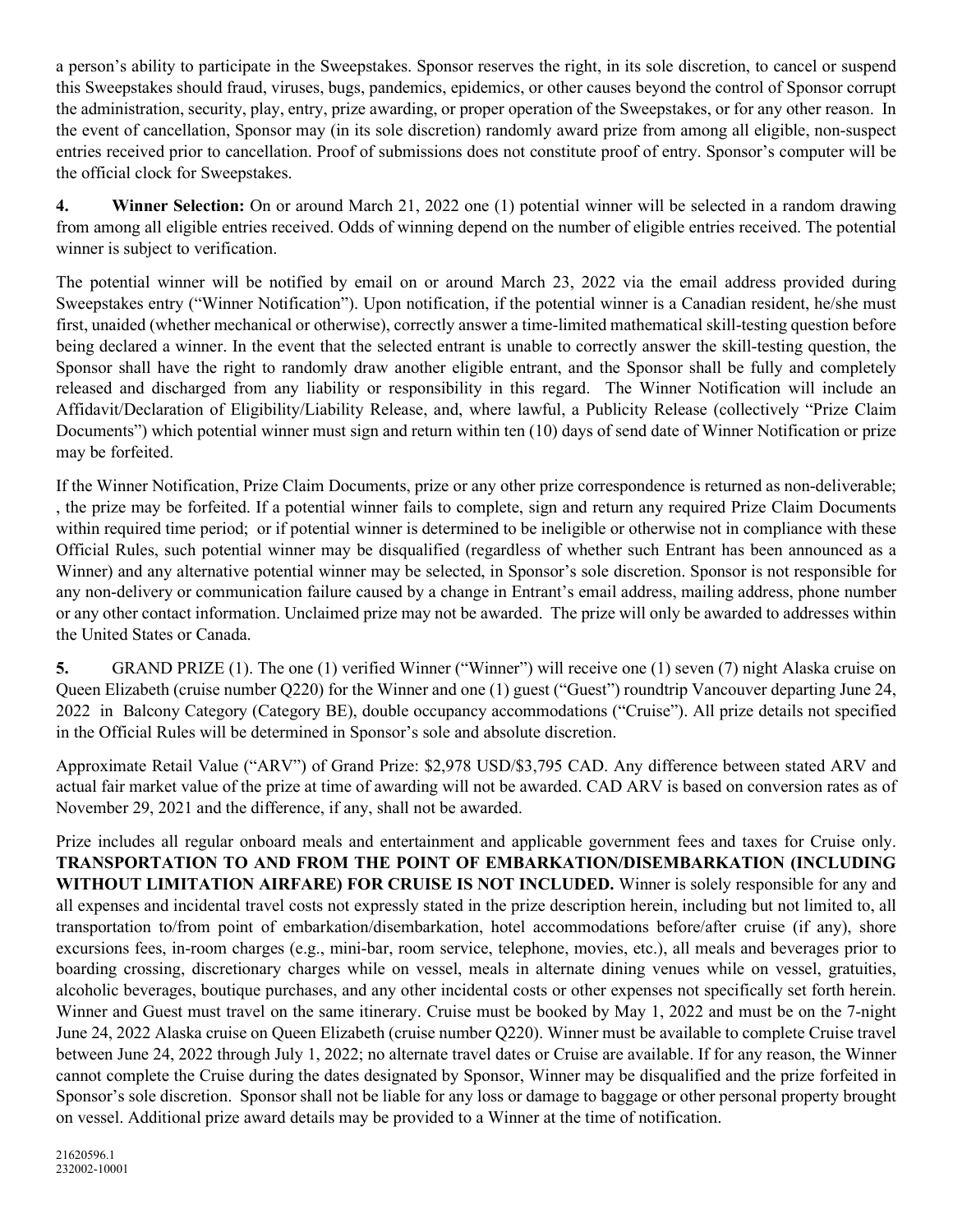a person's ability to participate in the Sweepstakes. Sponsor reserves the right, in its sole discretion, to cancel or suspend this Sweepstakes should fraud, viruses, bugs, pandemics, epidemics, or other causes beyond the control of Sponsor corrupt the administration, security, play, entry, prize awarding, or proper operation of the Sweepstakes, or for any other reason. In the event of cancellation, Sponsor may (in its sole discretion) randomly award prize from among all eligible, non-suspect entries received prior to cancellation. Proof of submissions does not constitute proof of entry. Sponsor's computer will be the official clock for Sweepstakes.

**4. Winner Selection:** On or around March 21, 2022 one (1) potential winner will be selected in a random drawing from among all eligible entries received. Odds of winning depend on the number of eligible entries received. The potential winner is subject to verification.

The potential winner will be notified by email on or around March 23, 2022 via the email address provided during Sweepstakes entry ("Winner Notification"). Upon notification, if the potential winner is a Canadian resident, he/she must first, unaided (whether mechanical or otherwise), correctly answer a time-limited mathematical skill-testing question before being declared a winner. In the event that the selected entrant is unable to correctly answer the skill-testing question, the Sponsor shall have the right to randomly draw another eligible entrant, and the Sponsor shall be fully and completely released and discharged from any liability or responsibility in this regard. The Winner Notification will include an Affidavit/Declaration of Eligibility/Liability Release, and, where lawful, a Publicity Release (collectively "Prize Claim Documents") which potential winner must sign and return within ten (10) days of send date of Winner Notification or prize may be forfeited.

If the Winner Notification, Prize Claim Documents, prize or any other prize correspondence is returned as non-deliverable; , the prize may be forfeited. If a potential winner fails to complete, sign and return any required Prize Claim Documents within required time period; or if potential winner is determined to be ineligible or otherwise not in compliance with these Official Rules, such potential winner may be disqualified (regardless of whether such Entrant has been announced as a Winner) and any alternative potential winner may be selected, in Sponsor's sole discretion. Sponsor is not responsible for any non-delivery or communication failure caused by a change in Entrant's email address, mailing address, phone number or any other contact information. Unclaimed prize may not be awarded. The prize will only be awarded to addresses within the United States or Canada.

**5.** GRAND PRIZE (1). The one (1) verified Winner ("Winner") will receive one (1) seven (7) night Alaska cruise on Queen Elizabeth (cruise number Q220) for the Winner and one (1) guest ("Guest") roundtrip Vancouver departing June 24, 2022 in Balcony Category (Category BE), double occupancy accommodations ("Cruise"). All prize details not specified in the Official Rules will be determined in Sponsor's sole and absolute discretion.

Approximate Retail Value ("ARV") of Grand Prize: $2,978 USD/$3,795 CAD. Any difference between stated ARV and actual fair market value of the prize at time of awarding will not be awarded. CAD ARV is based on conversion rates as of November 29, 2021 and the difference, if any, shall not be awarded.

Prize includes all regular onboard meals and entertainment and applicable government fees and taxes for Cruise only. **TRANSPORTATION TO AND FROM THE POINT OF EMBARKATION/DISEMBARKATION (INCLUDING WITHOUT LIMITATION AIRFARE) FOR CRUISE IS NOT INCLUDED.** Winner is solely responsible for any and all expenses and incidental travel costs not expressly stated in the prize description herein, including but not limited to, all transportation to/from point of embarkation/disembarkation, hotel accommodations before/after cruise (if any), shore excursions fees, in-room charges (e.g., mini-bar, room service, telephone, movies, etc.), all meals and beverages prior to boarding crossing, discretionary charges while on vessel, meals in alternate dining venues while on vessel, gratuities, alcoholic beverages, boutique purchases, and any other incidental costs or other expenses not specifically set forth herein. Winner and Guest must travel on the same itinerary. Cruise must be booked by May 1, 2022 and must be on the 7-night June 24, 2022 Alaska cruise on Queen Elizabeth (cruise number Q220). Winner must be available to complete Cruise travel between June 24, 2022 through July 1, 2022; no alternate travel dates or Cruise are available. If for any reason, the Winner cannot complete the Cruise during the dates designated by Sponsor, Winner may be disqualified and the prize forfeited in Sponsor's sole discretion. Sponsor shall not be liable for any loss or damage to baggage or other personal property brought on vessel. Additional prize award details may be provided to a Winner at the time of notification.

21620596.1
232002-10001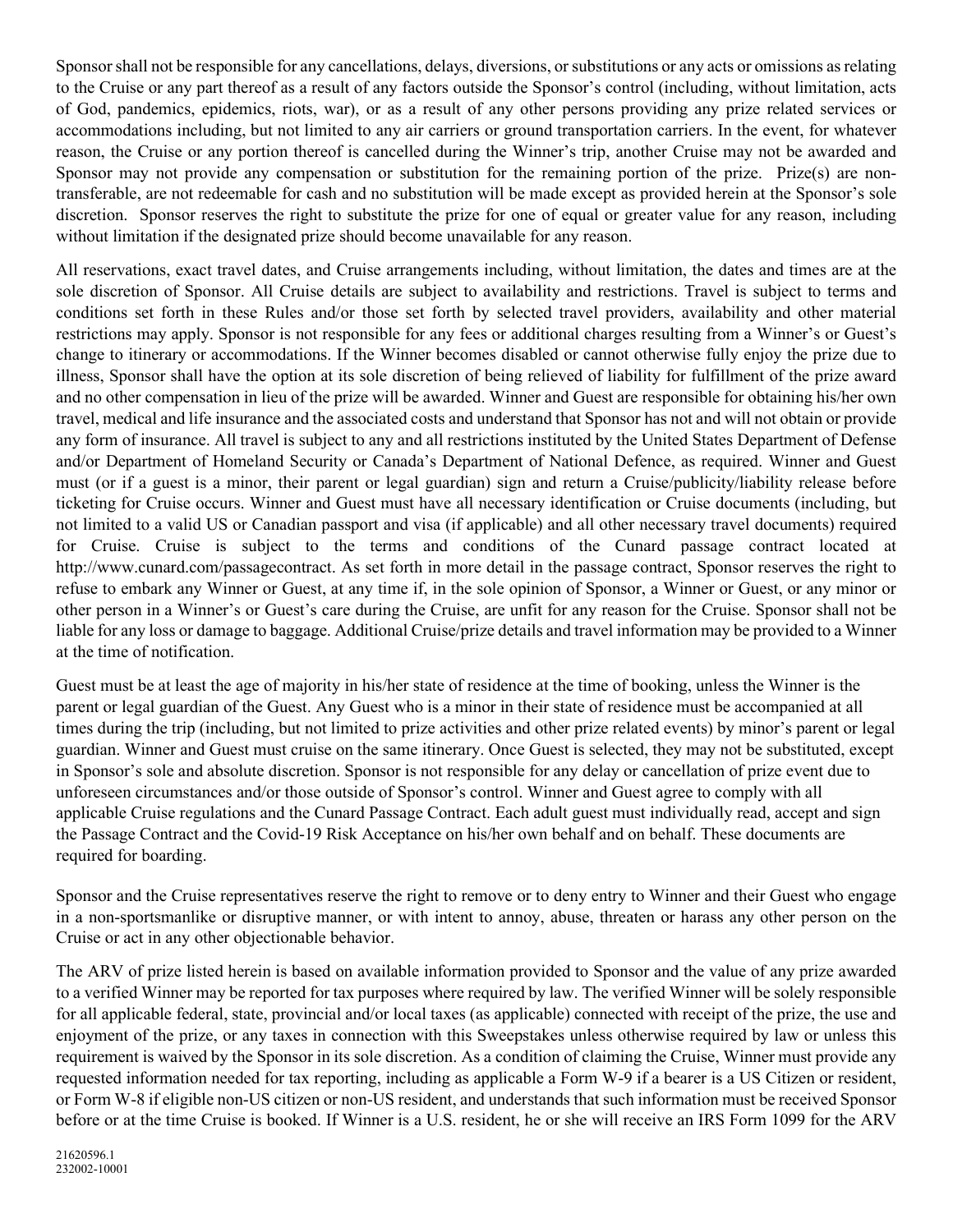Sponsor shall not be responsible for any cancellations, delays, diversions, or substitutions or any acts or omissions as relating to the Cruise or any part thereof as a result of any factors outside the Sponsor's control (including, without limitation, acts of God, pandemics, epidemics, riots, war), or as a result of any other persons providing any prize related services or accommodations including, but not limited to any air carriers or ground transportation carriers. In the event, for whatever reason, the Cruise or any portion thereof is cancelled during the Winner's trip, another Cruise may not be awarded and Sponsor may not provide any compensation or substitution for the remaining portion of the prize. Prize(s) are non-transferable, are not redeemable for cash and no substitution will be made except as provided herein at the Sponsor's sole discretion. Sponsor reserves the right to substitute the prize for one of equal or greater value for any reason, including without limitation if the designated prize should become unavailable for any reason.

All reservations, exact travel dates, and Cruise arrangements including, without limitation, the dates and times are at the sole discretion of Sponsor. All Cruise details are subject to availability and restrictions. Travel is subject to terms and conditions set forth in these Rules and/or those set forth by selected travel providers, availability and other material restrictions may apply. Sponsor is not responsible for any fees or additional charges resulting from a Winner's or Guest's change to itinerary or accommodations. If the Winner becomes disabled or cannot otherwise fully enjoy the prize due to illness, Sponsor shall have the option at its sole discretion of being relieved of liability for fulfillment of the prize award and no other compensation in lieu of the prize will be awarded. Winner and Guest are responsible for obtaining his/her own travel, medical and life insurance and the associated costs and understand that Sponsor has not and will not obtain or provide any form of insurance. All travel is subject to any and all restrictions instituted by the United States Department of Defense and/or Department of Homeland Security or Canada's Department of National Defence, as required. Winner and Guest must (or if a guest is a minor, their parent or legal guardian) sign and return a Cruise/publicity/liability release before ticketing for Cruise occurs. Winner and Guest must have all necessary identification or Cruise documents (including, but not limited to a valid US or Canadian passport and visa (if applicable) and all other necessary travel documents) required for Cruise. Cruise is subject to the terms and conditions of the Cunard passage contract located at http://www.cunard.com/passagecontract. As set forth in more detail in the passage contract, Sponsor reserves the right to refuse to embark any Winner or Guest, at any time if, in the sole opinion of Sponsor, a Winner or Guest, or any minor or other person in a Winner's or Guest's care during the Cruise, are unfit for any reason for the Cruise. Sponsor shall not be liable for any loss or damage to baggage. Additional Cruise/prize details and travel information may be provided to a Winner at the time of notification.

Guest must be at least the age of majority in his/her state of residence at the time of booking, unless the Winner is the parent or legal guardian of the Guest. Any Guest who is a minor in their state of residence must be accompanied at all times during the trip (including, but not limited to prize activities and other prize related events) by minor's parent or legal guardian. Winner and Guest must cruise on the same itinerary. Once Guest is selected, they may not be substituted, except in Sponsor's sole and absolute discretion. Sponsor is not responsible for any delay or cancellation of prize event due to unforeseen circumstances and/or those outside of Sponsor's control. Winner and Guest agree to comply with all applicable Cruise regulations and the Cunard Passage Contract. Each adult guest must individually read, accept and sign the Passage Contract and the Covid-19 Risk Acceptance on his/her own behalf and on behalf. These documents are required for boarding.

Sponsor and the Cruise representatives reserve the right to remove or to deny entry to Winner and their Guest who engage in a non-sportsmanlike or disruptive manner, or with intent to annoy, abuse, threaten or harass any other person on the Cruise or act in any other objectionable behavior.

The ARV of prize listed herein is based on available information provided to Sponsor and the value of any prize awarded to a verified Winner may be reported for tax purposes where required by law. The verified Winner will be solely responsible for all applicable federal, state, provincial and/or local taxes (as applicable) connected with receipt of the prize, the use and enjoyment of the prize, or any taxes in connection with this Sweepstakes unless otherwise required by law or unless this requirement is waived by the Sponsor in its sole discretion. As a condition of claiming the Cruise, Winner must provide any requested information needed for tax reporting, including as applicable a Form W-9 if a bearer is a US Citizen or resident, or Form W-8 if eligible non-US citizen or non-US resident, and understands that such information must be received Sponsor before or at the time Cruise is booked. If Winner is a U.S. resident, he or she will receive an IRS Form 1099 for the ARV

21620596.1
232002-10001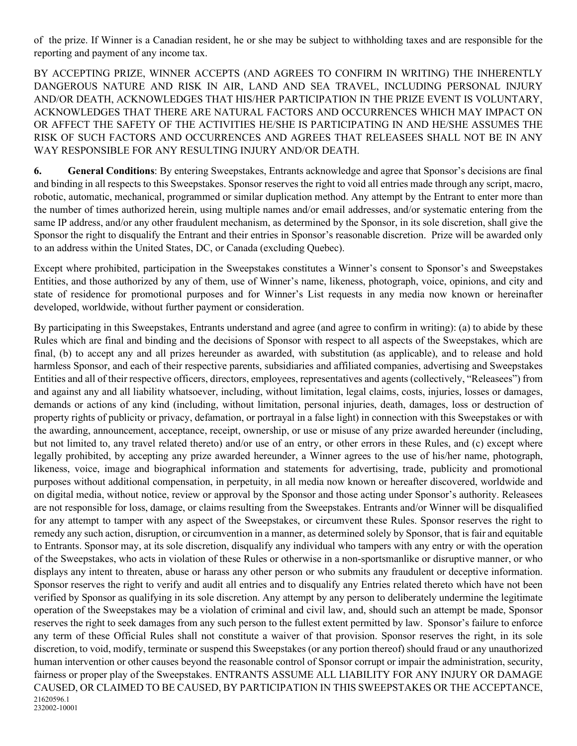of the prize. If Winner is a Canadian resident, he or she may be subject to withholding taxes and are responsible for the reporting and payment of any income tax.

BY ACCEPTING PRIZE, WINNER ACCEPTS (AND AGREES TO CONFIRM IN WRITING) THE INHERENTLY DANGEROUS NATURE AND RISK IN AIR, LAND AND SEA TRAVEL, INCLUDING PERSONAL INJURY AND/OR DEATH, ACKNOWLEDGES THAT HIS/HER PARTICIPATION IN THE PRIZE EVENT IS VOLUNTARY, ACKNOWLEDGES THAT THERE ARE NATURAL FACTORS AND OCCURRENCES WHICH MAY IMPACT ON OR AFFECT THE SAFETY OF THE ACTIVITIES HE/SHE IS PARTICIPATING IN AND HE/SHE ASSUMES THE RISK OF SUCH FACTORS AND OCCURRENCES AND AGREES THAT RELEASEES SHALL NOT BE IN ANY WAY RESPONSIBLE FOR ANY RESULTING INJURY AND/OR DEATH.

**6. General Conditions**: By entering Sweepstakes, Entrants acknowledge and agree that Sponsor's decisions are final and binding in all respects to this Sweepstakes. Sponsor reserves the right to void all entries made through any script, macro, robotic, automatic, mechanical, programmed or similar duplication method. Any attempt by the Entrant to enter more than the number of times authorized herein, using multiple names and/or email addresses, and/or systematic entering from the same IP address, and/or any other fraudulent mechanism, as determined by the Sponsor, in its sole discretion, shall give the Sponsor the right to disqualify the Entrant and their entries in Sponsor's reasonable discretion. Prize will be awarded only to an address within the United States, DC, or Canada (excluding Quebec).

Except where prohibited, participation in the Sweepstakes constitutes a Winner's consent to Sponsor's and Sweepstakes Entities, and those authorized by any of them, use of Winner's name, likeness, photograph, voice, opinions, and city and state of residence for promotional purposes and for Winner's List requests in any media now known or hereinafter developed, worldwide, without further payment or consideration.

By participating in this Sweepstakes, Entrants understand and agree (and agree to confirm in writing): (a) to abide by these Rules which are final and binding and the decisions of Sponsor with respect to all aspects of the Sweepstakes, which are final, (b) to accept any and all prizes hereunder as awarded, with substitution (as applicable), and to release and hold harmless Sponsor, and each of their respective parents, subsidiaries and affiliated companies, advertising and Sweepstakes Entities and all of their respective officers, directors, employees, representatives and agents (collectively, "Releasees") from and against any and all liability whatsoever, including, without limitation, legal claims, costs, injuries, losses or damages, demands or actions of any kind (including, without limitation, personal injuries, death, damages, loss or destruction of property rights of publicity or privacy, defamation, or portrayal in a false light) in connection with this Sweepstakes or with the awarding, announcement, acceptance, receipt, ownership, or use or misuse of any prize awarded hereunder (including, but not limited to, any travel related thereto) and/or use of an entry, or other errors in these Rules, and (c) except where legally prohibited, by accepting any prize awarded hereunder, a Winner agrees to the use of his/her name, photograph, likeness, voice, image and biographical information and statements for advertising, trade, publicity and promotional purposes without additional compensation, in perpetuity, in all media now known or hereafter discovered, worldwide and on digital media, without notice, review or approval by the Sponsor and those acting under Sponsor's authority. Releasees are not responsible for loss, damage, or claims resulting from the Sweepstakes. Entrants and/or Winner will be disqualified for any attempt to tamper with any aspect of the Sweepstakes, or circumvent these Rules. Sponsor reserves the right to remedy any such action, disruption, or circumvention in a manner, as determined solely by Sponsor, that is fair and equitable to Entrants. Sponsor may, at its sole discretion, disqualify any individual who tampers with any entry or with the operation of the Sweepstakes, who acts in violation of these Rules or otherwise in a non-sportsmanlike or disruptive manner, or who displays any intent to threaten, abuse or harass any other person or who submits any fraudulent or deceptive information. Sponsor reserves the right to verify and audit all entries and to disqualify any Entries related thereto which have not been verified by Sponsor as qualifying in its sole discretion. Any attempt by any person to deliberately undermine the legitimate operation of the Sweepstakes may be a violation of criminal and civil law, and, should such an attempt be made, Sponsor reserves the right to seek damages from any such person to the fullest extent permitted by law. Sponsor's failure to enforce any term of these Official Rules shall not constitute a waiver of that provision. Sponsor reserves the right, in its sole discretion, to void, modify, terminate or suspend this Sweepstakes (or any portion thereof) should fraud or any unauthorized human intervention or other causes beyond the reasonable control of Sponsor corrupt or impair the administration, security, fairness or proper play of the Sweepstakes. ENTRANTS ASSUME ALL LIABILITY FOR ANY INJURY OR DAMAGE CAUSED, OR CLAIMED TO BE CAUSED, BY PARTICIPATION IN THIS SWEEPSTAKES OR THE ACCEPTANCE,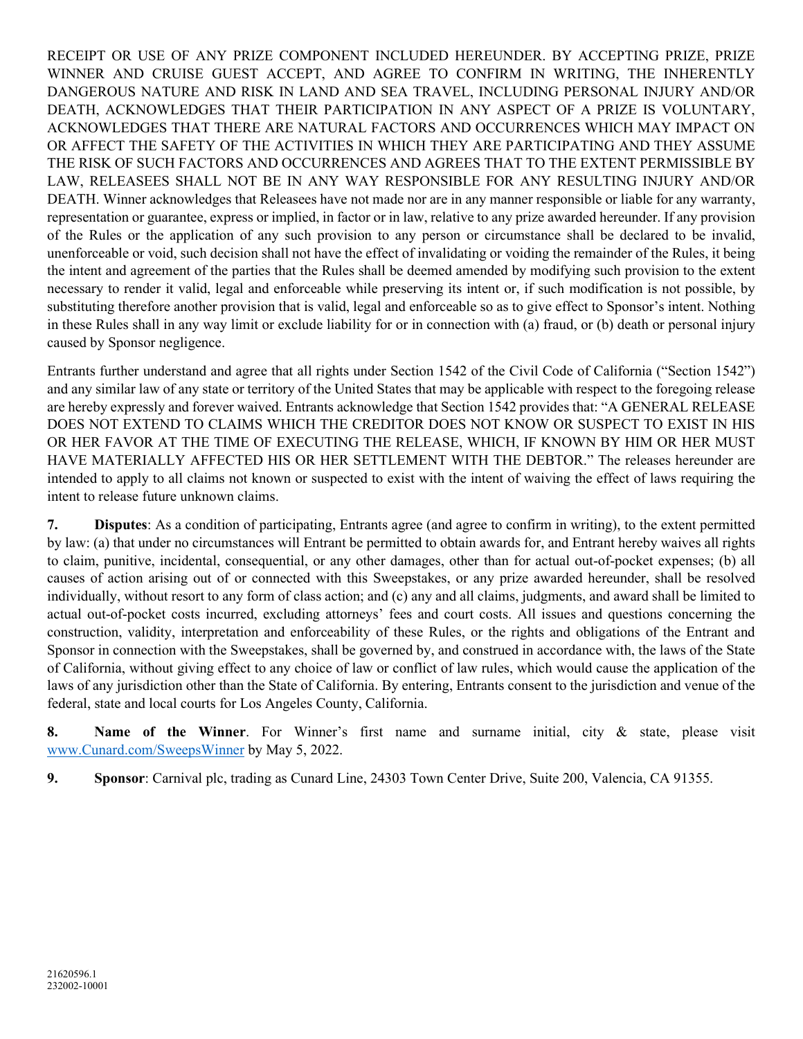RECEIPT OR USE OF ANY PRIZE COMPONENT INCLUDED HEREUNDER. BY ACCEPTING PRIZE, PRIZE WINNER AND CRUISE GUEST ACCEPT, AND AGREE TO CONFIRM IN WRITING, THE INHERENTLY DANGEROUS NATURE AND RISK IN LAND AND SEA TRAVEL, INCLUDING PERSONAL INJURY AND/OR DEATH, ACKNOWLEDGES THAT THEIR PARTICIPATION IN ANY ASPECT OF A PRIZE IS VOLUNTARY, ACKNOWLEDGES THAT THERE ARE NATURAL FACTORS AND OCCURRENCES WHICH MAY IMPACT ON OR AFFECT THE SAFETY OF THE ACTIVITIES IN WHICH THEY ARE PARTICIPATING AND THEY ASSUME THE RISK OF SUCH FACTORS AND OCCURRENCES AND AGREES THAT TO THE EXTENT PERMISSIBLE BY LAW, RELEASEES SHALL NOT BE IN ANY WAY RESPONSIBLE FOR ANY RESULTING INJURY AND/OR DEATH. Winner acknowledges that Releasees have not made nor are in any manner responsible or liable for any warranty, representation or guarantee, express or implied, in factor or in law, relative to any prize awarded hereunder. If any provision of the Rules or the application of any such provision to any person or circumstance shall be declared to be invalid, unenforceable or void, such decision shall not have the effect of invalidating or voiding the remainder of the Rules, it being the intent and agreement of the parties that the Rules shall be deemed amended by modifying such provision to the extent necessary to render it valid, legal and enforceable while preserving its intent or, if such modification is not possible, by substituting therefore another provision that is valid, legal and enforceable so as to give effect to Sponsor's intent. Nothing in these Rules shall in any way limit or exclude liability for or in connection with (a) fraud, or (b) death or personal injury caused by Sponsor negligence.

Entrants further understand and agree that all rights under Section 1542 of the Civil Code of California ("Section 1542") and any similar law of any state or territory of the United States that may be applicable with respect to the foregoing release are hereby expressly and forever waived. Entrants acknowledge that Section 1542 provides that: "A GENERAL RELEASE DOES NOT EXTEND TO CLAIMS WHICH THE CREDITOR DOES NOT KNOW OR SUSPECT TO EXIST IN HIS OR HER FAVOR AT THE TIME OF EXECUTING THE RELEASE, WHICH, IF KNOWN BY HIM OR HER MUST HAVE MATERIALLY AFFECTED HIS OR HER SETTLEMENT WITH THE DEBTOR." The releases hereunder are intended to apply to all claims not known or suspected to exist with the intent of waiving the effect of laws requiring the intent to release future unknown claims.

**7. Disputes**: As a condition of participating, Entrants agree (and agree to confirm in writing), to the extent permitted by law: (a) that under no circumstances will Entrant be permitted to obtain awards for, and Entrant hereby waives all rights to claim, punitive, incidental, consequential, or any other damages, other than for actual out-of-pocket expenses; (b) all causes of action arising out of or connected with this Sweepstakes, or any prize awarded hereunder, shall be resolved individually, without resort to any form of class action; and (c) any and all claims, judgments, and award shall be limited to actual out-of-pocket costs incurred, excluding attorneys' fees and court costs. All issues and questions concerning the construction, validity, interpretation and enforceability of these Rules, or the rights and obligations of the Entrant and Sponsor in connection with the Sweepstakes, shall be governed by, and construed in accordance with, the laws of the State of California, without giving effect to any choice of law or conflict of law rules, which would cause the application of the laws of any jurisdiction other than the State of California. By entering, Entrants consent to the jurisdiction and venue of the federal, state and local courts for Los Angeles County, California.

**8. Name of the Winner**. For Winner's first name and surname initial, city & state, please visit [www.Cunard.com/SweepsWinner](http://www.Cunard.com/SweepsWinner) by May 5, 2022.

**9. Sponsor**: Carnival plc, trading as Cunard Line, 24303 Town Center Drive, Suite 200, Valencia, CA 91355.

21620596.1
232002-10001